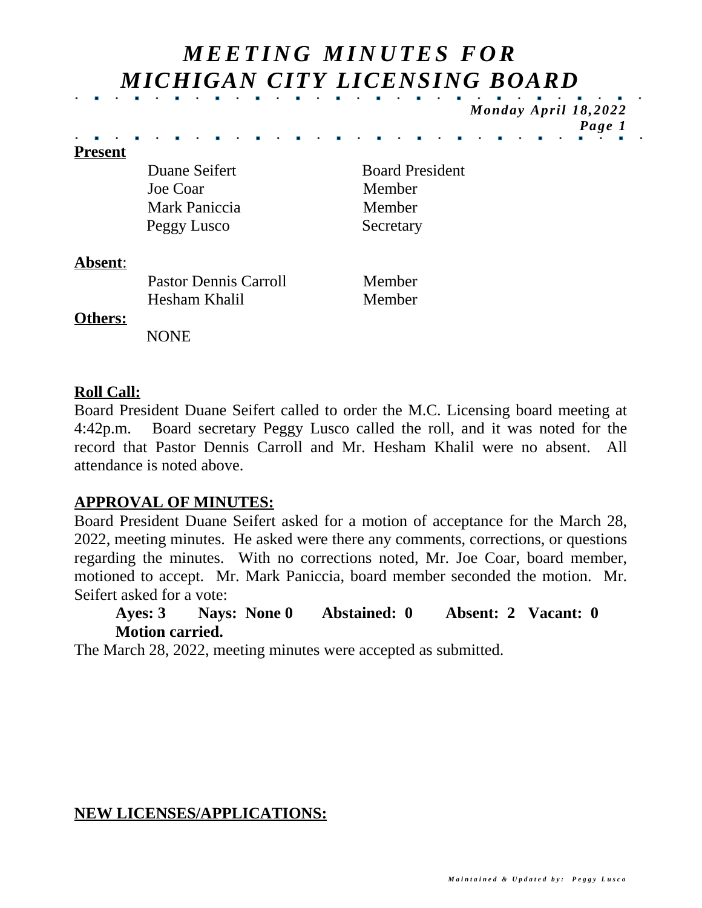# *MEETING MINUTES FOR MICHIGAN CITY LICENSING BOARD*

***Monday April 18,2022***

**Present**

| | |
|---|---|
| Duane Seifert | Board President |
| Joe Coar | Member |
| Mark Paniccia | Member |
| Peggy Lusco | Secretary |

**Absent**:

| | |
|---|---|
| Pastor Dennis Carroll | Member |
| Hesham Khalil | Member |

**Others:**

NONE

**Roll Call:**

Board President Duane Seifert called to order the M.C. Licensing board meeting at 4:42p.m. Board secretary Peggy Lusco called the roll, and it was noted for the record that Pastor Dennis Carroll and Mr. Hesham Khalil were no absent. All attendance is noted above.

**APPROVAL OF MINUTES:**

Board President Duane Seifert asked for a motion of acceptance for the March 28, 2022, meeting minutes. He asked were there any comments, corrections, or questions regarding the minutes. With no corrections noted, Mr. Joe Coar, board member, motioned to accept. Mr. Mark Paniccia, board member seconded the motion. Mr. Seifert asked for a vote:

**Ayes: 3 Nays: None 0 Abstained: 0 Absent: 2 Vacant: 0**
**Motion carried.**

The March 28, 2022, meeting minutes were accepted as submitted.

**NEW LICENSES/APPLICATIONS:**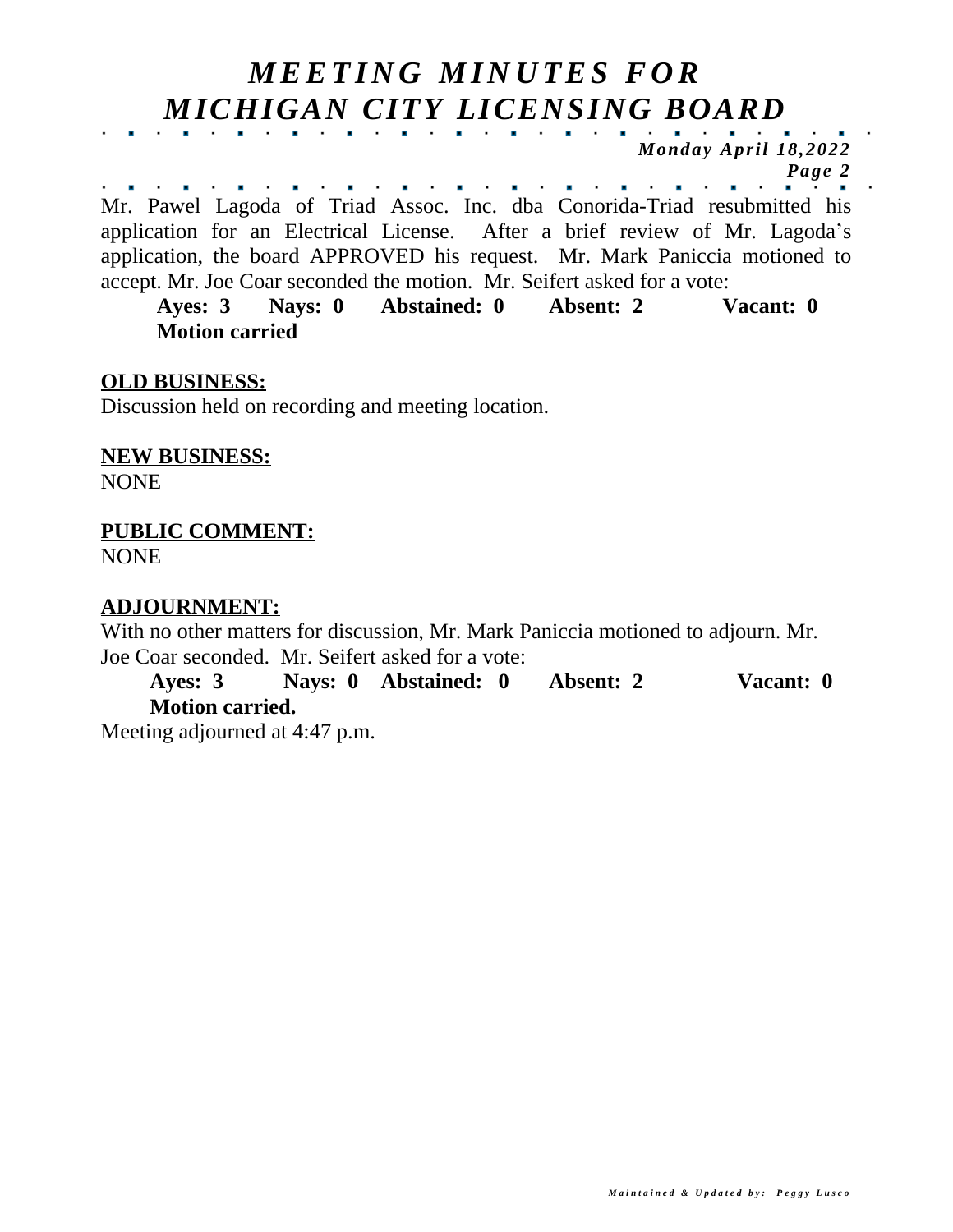Mr. Pawel Lagoda of Triad Assoc. Inc. dba Conorida-Triad resubmitted his application for an Electrical License. After a brief review of Mr. Lagoda's application, the board APPROVED his request. Mr. Mark Paniccia motioned to accept. Mr. Joe Coar seconded the motion. Mr. Seifert asked for a vote:

**Ayes: 3 Nays: 0 Abstained: 0 Absent: 2 Vacant: 0**
**Motion carried**

**OLD BUSINESS:**
Discussion held on recording and meeting location.

**NEW BUSINESS:**
NONE

**PUBLIC COMMENT:**
NONE

**ADJOURNMENT:**
With no other matters for discussion, Mr. Mark Paniccia motioned to adjourn. Mr. Joe Coar seconded. Mr. Seifert asked for a vote:

**Ayes: 3 Nays: 0 Abstained: 0 Absent: 2 Vacant: 0**
**Motion carried.**

Meeting adjourned at 4:47 p.m.

*Maintained & Updated by: Peggy Lusco*